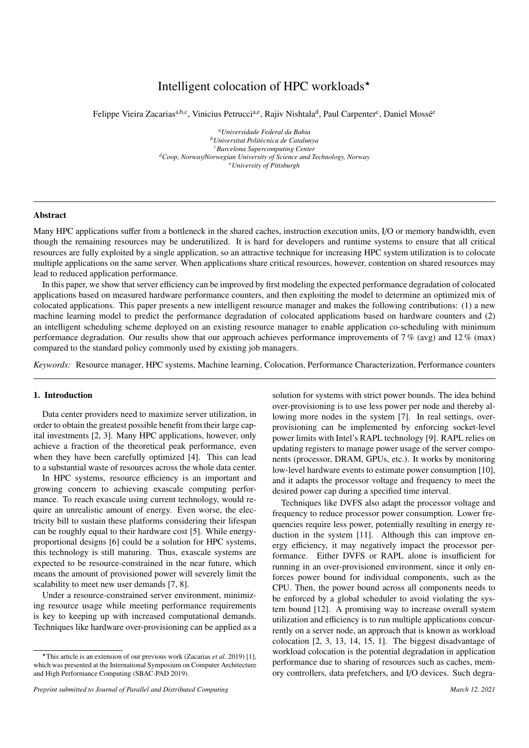# Intelligent colocation of HPC workloads*

Felippe Vieira Zacarias[a,b,c], Vinicius Petrucci[a,e], Rajiv Nishtala[d], Paul Carpenter[c], Daniel Mossé[e]

[a] *Universidade Federal da Bahia*
[b] *Universitat Politècnica de Catalunya*
[c] *Barcelona Supercomputing Center*
[d] *Coop, Norway/Norwegian University of Science and Technology, Norway*
[e] *University of Pittsburgh*

---

## Abstract

Many HPC applications suffer from a bottleneck in the shared caches, instruction execution units, I/O or memory bandwidth, even though the remaining resources may be underutilized. It is hard for developers and runtime systems to ensure that all critical resources are fully exploited by a single application, so an attractive technique for increasing HPC system utilization is to colocate multiple applications on the same server. When applications share critical resources, however, contention on shared resources may lead to reduced application performance.

In this paper, we show that server efficiency can be improved by first modeling the expected performance degradation of colocated applications based on measured hardware performance counters, and then exploiting the model to determine an optimized mix of colocated applications. This paper presents a new intelligent resource manager and makes the following contributions: (1) a new machine learning model to predict the performance degradation of colocated applications based on hardware counters and (2) an intelligent scheduling scheme deployed on an existing resource manager to enable application co-scheduling with minimum performance degradation. Our results show that our approach achieves performance improvements of 7 % (avg) and 12 % (max) compared to the standard policy commonly used by existing job managers.

*Keywords:* Resource manager, HPC systems, Machine learning, Colocation, Performance Characterization, Performance counters

---

## 1. Introduction

Data center providers need to maximize server utilization, in order to obtain the greatest possible benefit from their large capital investments [2, 3]. Many HPC applications, however, only achieve a fraction of the theoretical peak performance, even when they have been carefully optimized [4]. This can lead to a substantial waste of resources across the whole data center.

In HPC systems, resource efficiency is an important and growing concern to achieving exascale computing performance. To reach exascale using current technology, would require an unrealistic amount of energy. Even worse, the electricity bill to sustain these platforms considering their lifespan can be roughly equal to their hardware cost [5]. While energy-proportional designs [6] could be a solution for HPC systems, this technology is still maturing. Thus, exascale systems are expected to be resource-constrained in the near future, which means the amount of provisioned power will severely limit the scalability to meet new user demands [7, 8].

Under a resource-constrained server environment, minimizing resource usage while meeting performance requirements is key to keeping up with increased computational demands. Techniques like hardware over-provisioning can be applied as a solution for systems with strict power bounds. The idea behind over-provisioning is to use less power per node and thereby allowing more nodes in the system [7]. In real settings, over-provisioning can be implemented by enforcing socket-level power limits with Intel's RAPL technology [9]. RAPL relies on updating registers to manage power usage of the server components (processor, DRAM, GPUs, etc.). It works by monitoring low-level hardware events to estimate power consumption [10], and it adapts the processor voltage and frequency to meet the desired power cap during a specified time interval.

Techniques like DVFS also adapt the processor voltage and frequency to reduce processor power consumption. Lower frequencies require less power, potentially resulting in energy reduction in the system [11]. Although this can improve energy efficiency, it may negatively impact the processor performance. Either DVFS or RAPL alone is insufficient for running in an over-provisioned environment, since it only enforces power bound for individual components, such as the CPU. Then, the power bound across all components needs to be enforced by a global scheduler to avoid violating the system bound [12]. A promising way to increase overall system utilization and efficiency is to run multiple applications concurrently on a server node, an approach that is known as workload colocation [2, 3, 13, 14, 15, 1]. The biggest disadvantage of workload colocation is the potential degradation in application performance due to sharing of resources such as caches, memory controllers, data prefetchers, and I/O devices. Such degra-

*This article is an extension of our previous work (Zacarias *et al.* 2019) [1], which was presented at the International Symposium on Computer Architecture and High Performance Computing (SBAC-PAD 2019).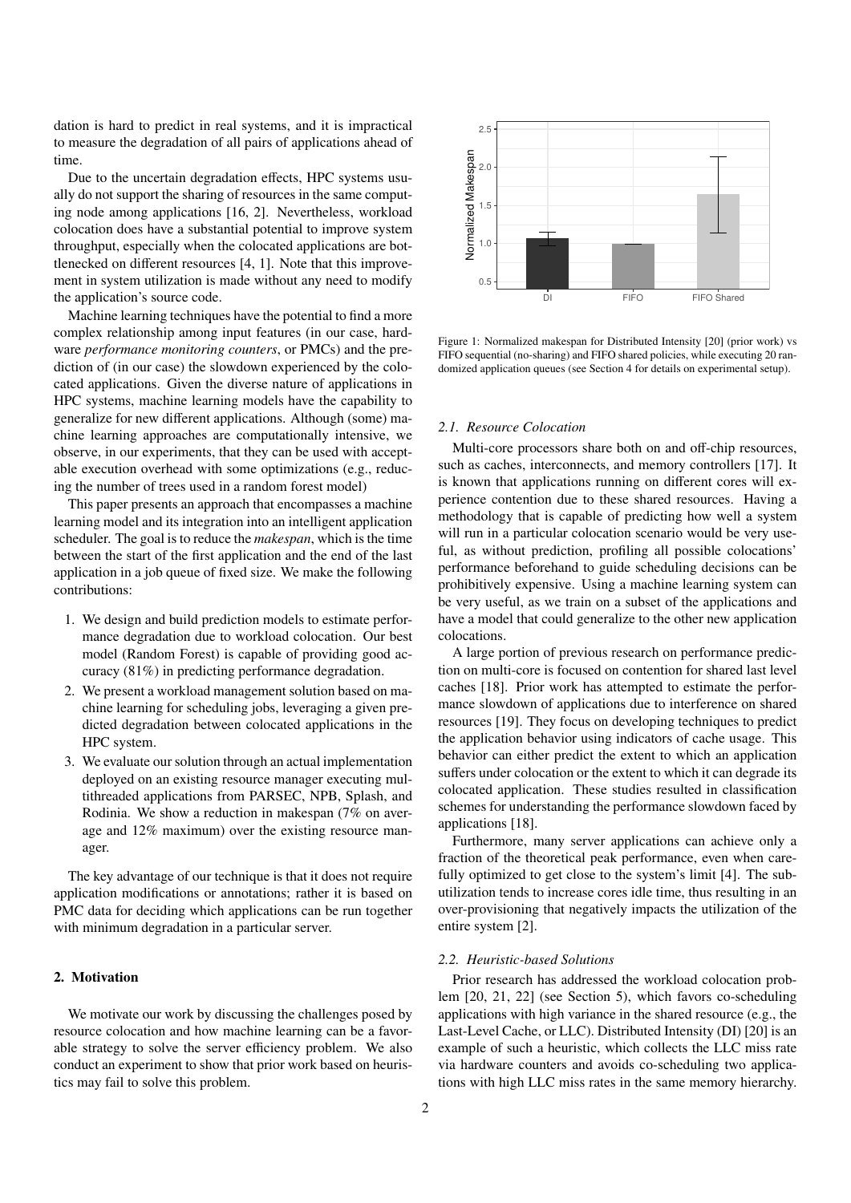dation is hard to predict in real systems, and it is impractical to measure the degradation of all pairs of applications ahead of time.

Due to the uncertain degradation effects, HPC systems usually do not support the sharing of resources in the same computing node among applications [16, 2]. Nevertheless, workload colocation does have a substantial potential to improve system throughput, especially when the colocated applications are bottlenecked on different resources [4, 1]. Note that this improvement in system utilization is made without any need to modify the application's source code.

Machine learning techniques have the potential to find a more complex relationship among input features (in our case, hardware *performance monitoring counters*, or PMCs) and the prediction of (in our case) the slowdown experienced by the colocated applications. Given the diverse nature of applications in HPC systems, machine learning models have the capability to generalize for new different applications. Although (some) machine learning approaches are computationally intensive, we observe, in our experiments, that they can be used with acceptable execution overhead with some optimizations (e.g., reducing the number of trees used in a random forest model)

This paper presents an approach that encompasses a machine learning model and its integration into an intelligent application scheduler. The goal is to reduce the *makespan*, which is the time between the start of the first application and the end of the last application in a job queue of fixed size. We make the following contributions:

1. We design and build prediction models to estimate performance degradation due to workload colocation. Our best model (Random Forest) is capable of providing good accuracy (81%) in predicting performance degradation.
2. We present a workload management solution based on machine learning for scheduling jobs, leveraging a given predicted degradation between colocated applications in the HPC system.
3. We evaluate our solution through an actual implementation deployed on an existing resource manager executing multithreaded applications from PARSEC, NPB, Splash, and Rodinia. We show a reduction in makespan (7% on average and 12% maximum) over the existing resource manager.

The key advantage of our technique is that it does not require application modifications or annotations; rather it is based on PMC data for deciding which applications can be run together with minimum degradation in a particular server.

## 2. Motivation

We motivate our work by discussing the challenges posed by resource colocation and how machine learning can be a favorable strategy to solve the server efficiency problem. We also conduct an experiment to show that prior work based on heuristics may fail to solve this problem.

Figure 1: Normalized makespan for Distributed Intensity [20] (prior work) vs FIFO sequential (no-sharing) and FIFO shared policies, while executing 20 randomized application queues (see Section 4 for details on experimental setup).

### 2.1. Resource Colocation

Multi-core processors share both on and off-chip resources, such as caches, interconnects, and memory controllers [17]. It is known that applications running on different cores will experience contention due to these shared resources. Having a methodology that is capable of predicting how well a system will run in a particular colocation scenario would be very useful, as without prediction, profiling all possible colocations' performance beforehand to guide scheduling decisions can be prohibitively expensive. Using a machine learning system can be very useful, as we train on a subset of the applications and have a model that could generalize to the other new application colocations.

A large portion of previous research on performance prediction on multi-core is focused on contention for shared last level caches [18]. Prior work has attempted to estimate the performance slowdown of applications due to interference on shared resources [19]. They focus on developing techniques to predict the application behavior using indicators of cache usage. This behavior can either predict the extent to which an application suffers under colocation or the extent to which it can degrade its colocated application. These studies resulted in classification schemes for understanding the performance slowdown faced by applications [18].

Furthermore, many server applications can achieve only a fraction of the theoretical peak performance, even when carefully optimized to get close to the system's limit [4]. The subutilization tends to increase cores idle time, thus resulting in an over-provisioning that negatively impacts the utilization of the entire system [2].

### 2.2. Heuristic-based Solutions

Prior research has addressed the workload colocation problem [20, 21, 22] (see Section 5), which favors co-scheduling applications with high variance in the shared resource (e.g., the Last-Level Cache, or LLC). Distributed Intensity (DI) [20] is an example of such a heuristic, which collects the LLC miss rate via hardware counters and avoids co-scheduling two applications with high LLC miss rates in the same memory hierarchy.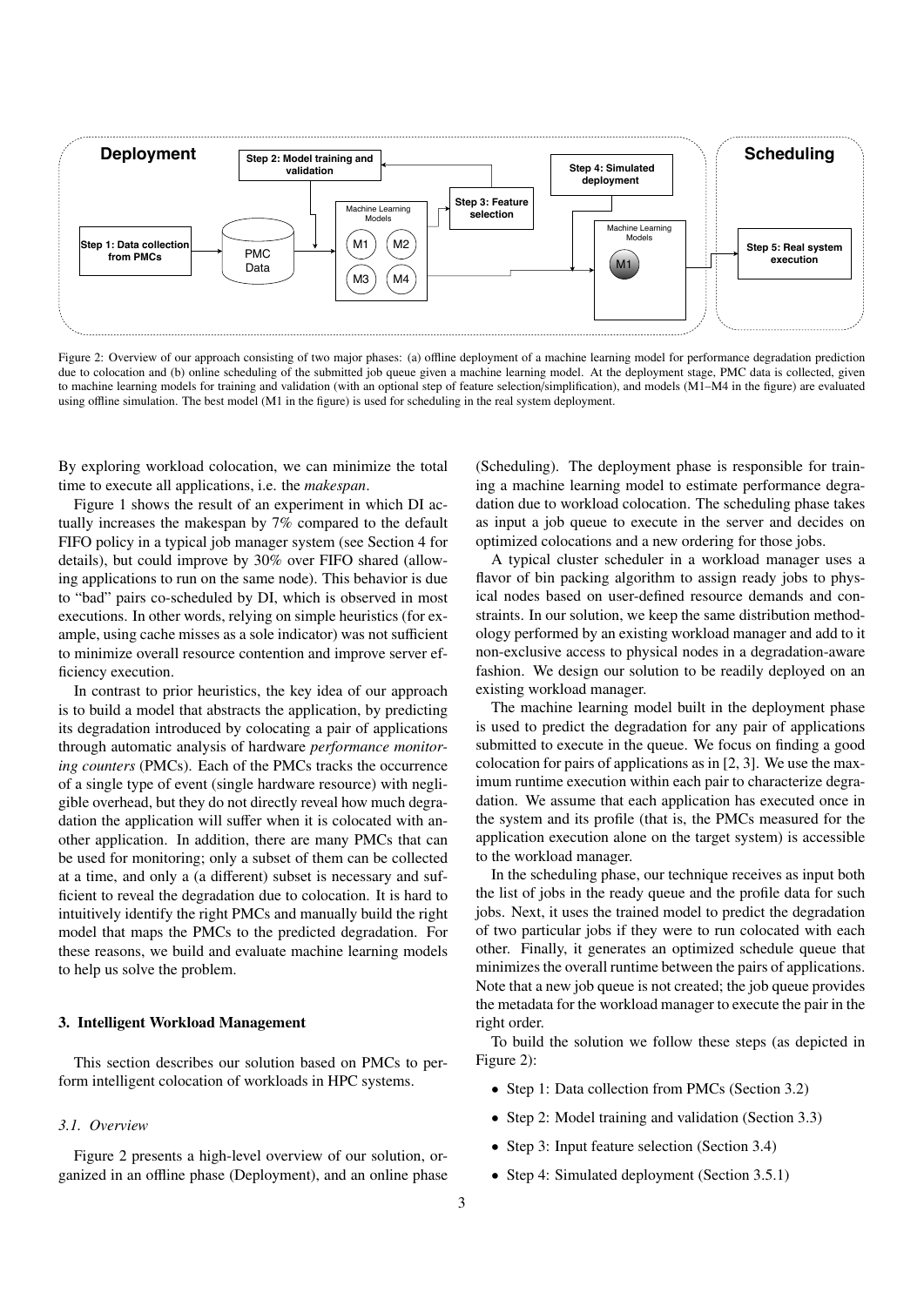Figure 2: Overview of our approach consisting of two major phases: (a) offline deployment of a machine learning model for performance degradation prediction due to colocation and (b) online scheduling of the submitted job queue given a machine learning model. At the deployment stage, PMC data is collected, given to machine learning models for training and validation (with an optional step of feature selection/simplification), and models (M1–M4 in the figure) are evaluated using offline simulation. The best model (M1 in the figure) is used for scheduling in the real system deployment.

By exploring workload colocation, we can minimize the total time to execute all applications, i.e. the *makespan*.

Figure 1 shows the result of an experiment in which DI actually increases the makespan by 7% compared to the default FIFO policy in a typical job manager system (see Section 4 for details), but could improve by 30% over FIFO shared (allowing applications to run on the same node). This behavior is due to "bad" pairs co-scheduled by DI, which is observed in most executions. In other words, relying on simple heuristics (for example, using cache misses as a sole indicator) was not sufficient to minimize overall resource contention and improve server efficiency execution.

In contrast to prior heuristics, the key idea of our approach is to build a model that abstracts the application, by predicting its degradation introduced by colocating a pair of applications through automatic analysis of hardware *performance monitoring counters* (PMCs). Each of the PMCs tracks the occurrence of a single type of event (single hardware resource) with negligible overhead, but they do not directly reveal how much degradation the application will suffer when it is colocated with another application. In addition, there are many PMCs that can be used for monitoring; only a subset of them can be collected at a time, and only a (a different) subset is necessary and sufficient to reveal the degradation due to colocation. It is hard to intuitively identify the right PMCs and manually build the right model that maps the PMCs to the predicted degradation. For these reasons, we build and evaluate machine learning models to help us solve the problem.

## 3. Intelligent Workload Management

This section describes our solution based on PMCs to perform intelligent colocation of workloads in HPC systems.

### *3.1. Overview*

Figure 2 presents a high-level overview of our solution, organized in an offline phase (Deployment), and an online phase (Scheduling). The deployment phase is responsible for training a machine learning model to estimate performance degradation due to workload colocation. The scheduling phase takes as input a job queue to execute in the server and decides on optimized colocations and a new ordering for those jobs.

A typical cluster scheduler in a workload manager uses a flavor of bin packing algorithm to assign ready jobs to physical nodes based on user-defined resource demands and constraints. In our solution, we keep the same distribution methodology performed by an existing workload manager and add to it non-exclusive access to physical nodes in a degradation-aware fashion. We design our solution to be readily deployed on an existing workload manager.

The machine learning model built in the deployment phase is used to predict the degradation for any pair of applications submitted to execute in the queue. We focus on finding a good colocation for pairs of applications as in [2, 3]. We use the maximum runtime execution within each pair to characterize degradation. We assume that each application has executed once in the system and its profile (that is, the PMCs measured for the application execution alone on the target system) is accessible to the workload manager.

In the scheduling phase, our technique receives as input both the list of jobs in the ready queue and the profile data for such jobs. Next, it uses the trained model to predict the degradation of two particular jobs if they were to run colocated with each other. Finally, it generates an optimized schedule queue that minimizes the overall runtime between the pairs of applications. Note that a new job queue is not created; the job queue provides the metadata for the workload manager to execute the pair in the right order.

To build the solution we follow these steps (as depicted in Figure 2):

- Step 1: Data collection from PMCs (Section 3.2)
- Step 2: Model training and validation (Section 3.3)
- Step 3: Input feature selection (Section 3.4)
- Step 4: Simulated deployment (Section 3.5.1)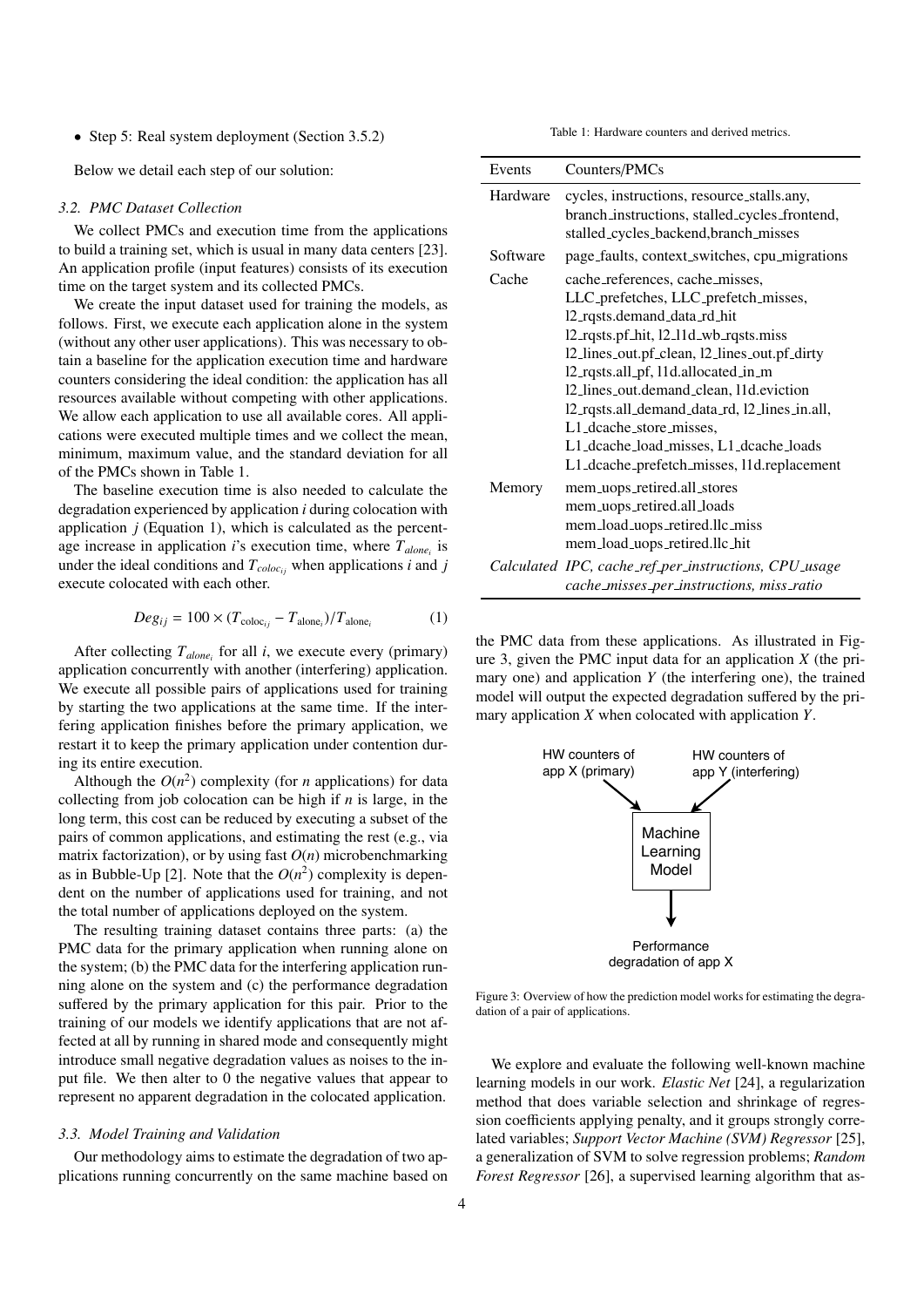- Step 5: Real system deployment (Section 3.5.2)

Below we detail each step of our solution:

### 3.2. PMC Dataset Collection

We collect PMCs and execution time from the applications to build a training set, which is usual in many data centers [23]. An application profile (input features) consists of its execution time on the target system and its collected PMCs.

We create the input dataset used for training the models, as follows. First, we execute each application alone in the system (without any other user applications). This was necessary to obtain a baseline for the application execution time and hardware counters considering the ideal condition: the application has all resources available without competing with other applications. We allow each application to use all available cores. All applications were executed multiple times and we collect the mean, minimum, maximum value, and the standard deviation for all of the PMCs shown in Table 1.

The baseline execution time is also needed to calculate the degradation experienced by application $i$ during colocation with application $j$ (Equation 1), which is calculated as the percentage increase in application $i$'s execution time, where $T_{alone_i}$ is under the ideal conditions and $T_{coloc_{ij}}$ when applications $i$ and $j$ execute colocated with each other.

$$Deg_{ij} = 100 \times (T_{\text{coloc}_{ij}} - T_{\text{alone}_i})/T_{\text{alone}_i} \tag{1}$$

After collecting $T_{alone_i}$ for all $i$, we execute every (primary) application concurrently with another (interfering) application. We execute all possible pairs of applications used for training by starting the two applications at the same time. If the interfering application finishes before the primary application, we restart it to keep the primary application under contention during its entire execution.

Although the $O(n^2)$ complexity (for $n$ applications) for data collecting from job colocation can be high if $n$ is large, in the long term, this cost can be reduced by executing a subset of the pairs of common applications, and estimating the rest (e.g., via matrix factorization), or by using fast $O(n)$ microbenchmarking as in Bubble-Up [2]. Note that the $O(n^2)$ complexity is dependent on the number of applications used for training, and not the total number of applications deployed on the system.

The resulting training dataset contains three parts: (a) the PMC data for the primary application when running alone on the system; (b) the PMC data for the interfering application running alone on the system and (c) the performance degradation suffered by the primary application for this pair. Prior to the training of our models we identify applications that are not affected at all by running in shared mode and consequently might introduce small negative degradation values as noises to the input file. We then alter to 0 the negative values that appear to represent no apparent degradation in the colocated application.

### 3.3. Model Training and Validation

Our methodology aims to estimate the degradation of two applications running concurrently on the same machine based on the PMC data from these applications. As illustrated in Figure 3, given the PMC input data for an application $X$ (the primary one) and application $Y$ (the interfering one), the trained model will output the expected degradation suffered by the primary application $X$ when colocated with application $Y$.

Table 1: Hardware counters and derived metrics.

| Events | Counters/PMCs |
|---|---|
| Hardware | cycles, instructions, resource_stalls.any, branch_instructions, stalled_cycles_frontend, stalled_cycles_backend,branch_misses |
| Software | page_faults, context_switches, cpu_migrations |
| Cache | cache_references, cache_misses, LLC_prefetches, LLC_prefetch_misses, l2_rqsts.demand_data_rd_hit l2_rqsts.pf_hit, l2_l1d_wb_rqsts.miss l2_lines_out.pf_clean, l2_lines_out.pf_dirty l2_rqsts.all_pf, l1d.allocated_in_m l2_lines_out.demand_clean, l1d.eviction l2_rqsts.all_demand_data_rd, l2_lines_in.all, L1_dcache_store_misses, L1_dcache_load_misses, L1_dcache_loads L1_dcache_prefetch_misses, l1d.replacement |
| Memory | mem_uops_retired.all_stores mem_uops_retired.all_loads mem_load_uops_retired.llc_miss mem_load_uops_retired.llc_hit |
| *Calculated* | *IPC, cache_ref_per_instructions, CPU_usage cache_misses_per_instructions, miss_ratio* |

Figure 3: Overview of how the prediction model works for estimating the degradation of a pair of applications.

We explore and evaluate the following well-known machine learning models in our work. *Elastic Net* [24], a regularization method that does variable selection and shrinkage of regression coefficients applying penalty, and it groups strongly correlated variables; *Support Vector Machine (SVM) Regressor* [25], a generalization of SVM to solve regression problems; *Random Forest Regressor* [26], a supervised learning algorithm that as-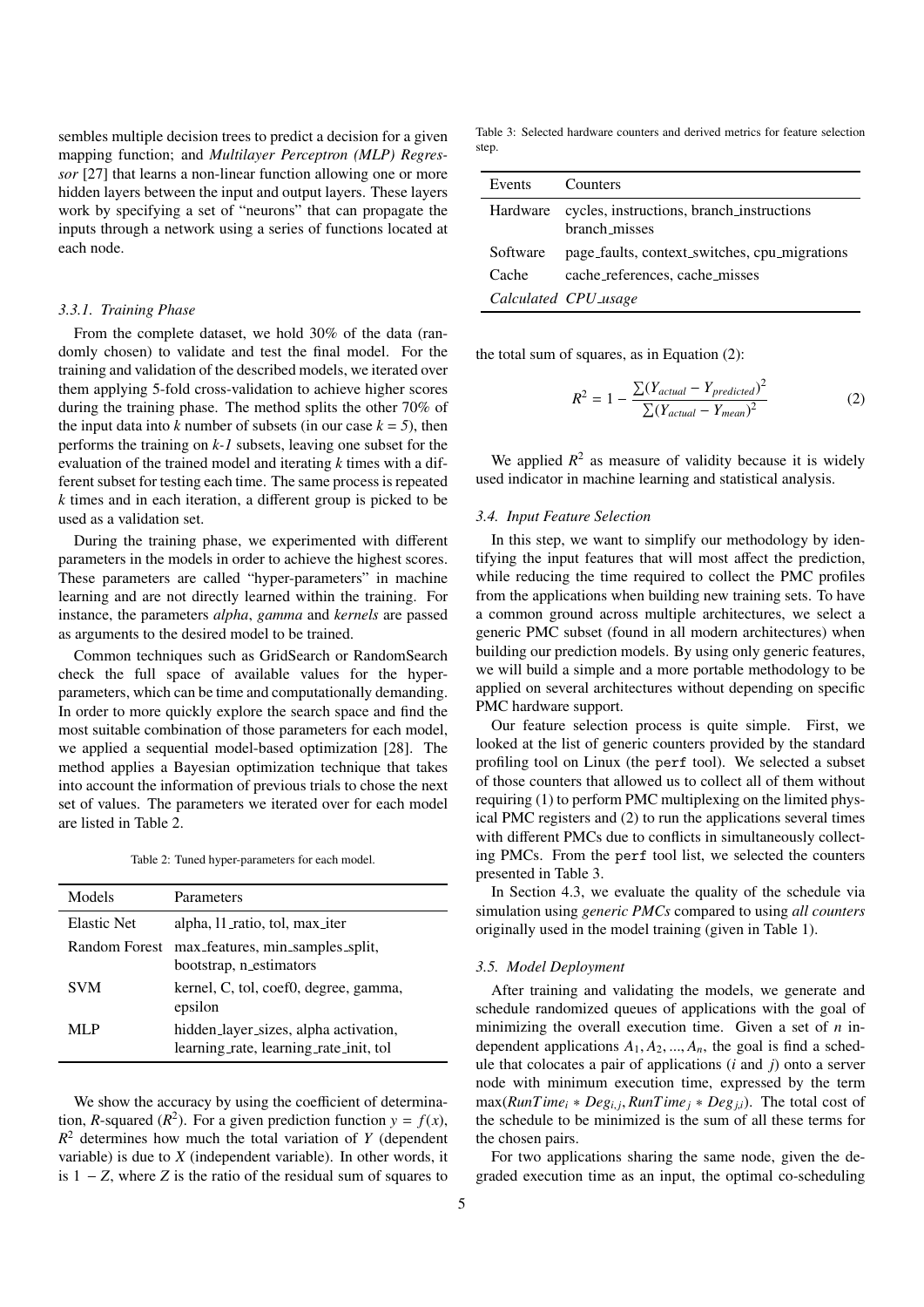sembles multiple decision trees to predict a decision for a given mapping function; and *Multilayer Perceptron (MLP) Regressor* [27] that learns a non-linear function allowing one or more hidden layers between the input and output layers. These layers work by specifying a set of "neurons" that can propagate the inputs through a network using a series of functions located at each node.

#### *3.3.1. Training Phase*

From the complete dataset, we hold 30% of the data (randomly chosen) to validate and test the final model. For the training and validation of the described models, we iterated over them applying 5-fold cross-validation to achieve higher scores during the training phase. The method splits the other 70% of the input data into $k$ number of subsets (in our case $k = 5$), then performs the training on $k$-$1$ subsets, leaving one subset for the evaluation of the trained model and iterating $k$ times with a different subset for testing each time. The same process is repeated $k$ times and in each iteration, a different group is picked to be used as a validation set.

During the training phase, we experimented with different parameters in the models in order to achieve the highest scores. These parameters are called "hyper-parameters" in machine learning and are not directly learned within the training. For instance, the parameters *alpha*, *gamma* and *kernels* are passed as arguments to the desired model to be trained.

Common techniques such as GridSearch or RandomSearch check the full space of available values for the hyper-parameters, which can be time and computationally demanding. In order to more quickly explore the search space and find the most suitable combination of those parameters for each model, we applied a sequential model-based optimization [28]. The method applies a Bayesian optimization technique that takes into account the information of previous trials to chose the next set of values. The parameters we iterated over for each model are listed in Table 2.

Table 2: Tuned hyper-parameters for each model.

| Models | Parameters |
|---|---|
| Elastic Net | alpha, l1_ratio, tol, max_iter |
| Random Forest | max_features, min_samples_split, bootstrap, n_estimators |
| SVM | kernel, C, tol, coef0, degree, gamma, epsilon |
| MLP | hidden_layer_sizes, alpha activation, learning_rate, learning_rate_init, tol |

We show the accuracy by using the coefficient of determination, *R*-squared ($R^2$). For a given prediction function $y = f(x)$, $R^2$ determines how much the total variation of $Y$ (dependent variable) is due to $X$ (independent variable). In other words, it is $1 - Z$, where $Z$ is the ratio of the residual sum of squares to the total sum of squares, as in Equation (2):

$$R^2 = 1 - \frac{\sum (Y_{actual} - Y_{predicted})^2}{\sum (Y_{actual} - Y_{mean})^2} \tag{2}$$

We applied $R^2$ as measure of validity because it is widely used indicator in machine learning and statistical analysis.

Table 3: Selected hardware counters and derived metrics for feature selection step.

| Events | Counters |
|---|---|
| Hardware | cycles, instructions, branch_instructions branch_misses |
| Software | page_faults, context_switches, cpu_migrations |
| Cache | cache_references, cache_misses |
| *Calculated* | *CPU_usage* |

### *3.4. Input Feature Selection*

In this step, we want to simplify our methodology by identifying the input features that will most affect the prediction, while reducing the time required to collect the PMC profiles from the applications when building new training sets. To have a common ground across multiple architectures, we select a generic PMC subset (found in all modern architectures) when building our prediction models. By using only generic features, we will build a simple and a more portable methodology to be applied on several architectures without depending on specific PMC hardware support.

Our feature selection process is quite simple. First, we looked at the list of generic counters provided by the standard profiling tool on Linux (the `perf` tool). We selected a subset of those counters that allowed us to collect all of them without requiring (1) to perform PMC multiplexing on the limited physical PMC registers and (2) to run the applications several times with different PMCs due to conflicts in simultaneously collecting PMCs. From the `perf` tool list, we selected the counters presented in Table 3.

In Section 4.3, we evaluate the quality of the schedule via simulation using *generic PMCs* compared to using *all counters* originally used in the model training (given in Table 1).

### *3.5. Model Deployment*

After training and validating the models, we generate and schedule randomized queues of applications with the goal of minimizing the overall execution time. Given a set of $n$ independent applications $A_1, A_2, ..., A_n$, the goal is find a schedule that colocates a pair of applications ($i$ and $j$) onto a server node with minimum execution time, expressed by the term $\max(RunTime_i * Deg_{i,j}, RunTime_j * Deg_{j,i})$. The total cost of the schedule to be minimized is the sum of all these terms for the chosen pairs.

For two applications sharing the same node, given the degraded execution time as an input, the optimal co-scheduling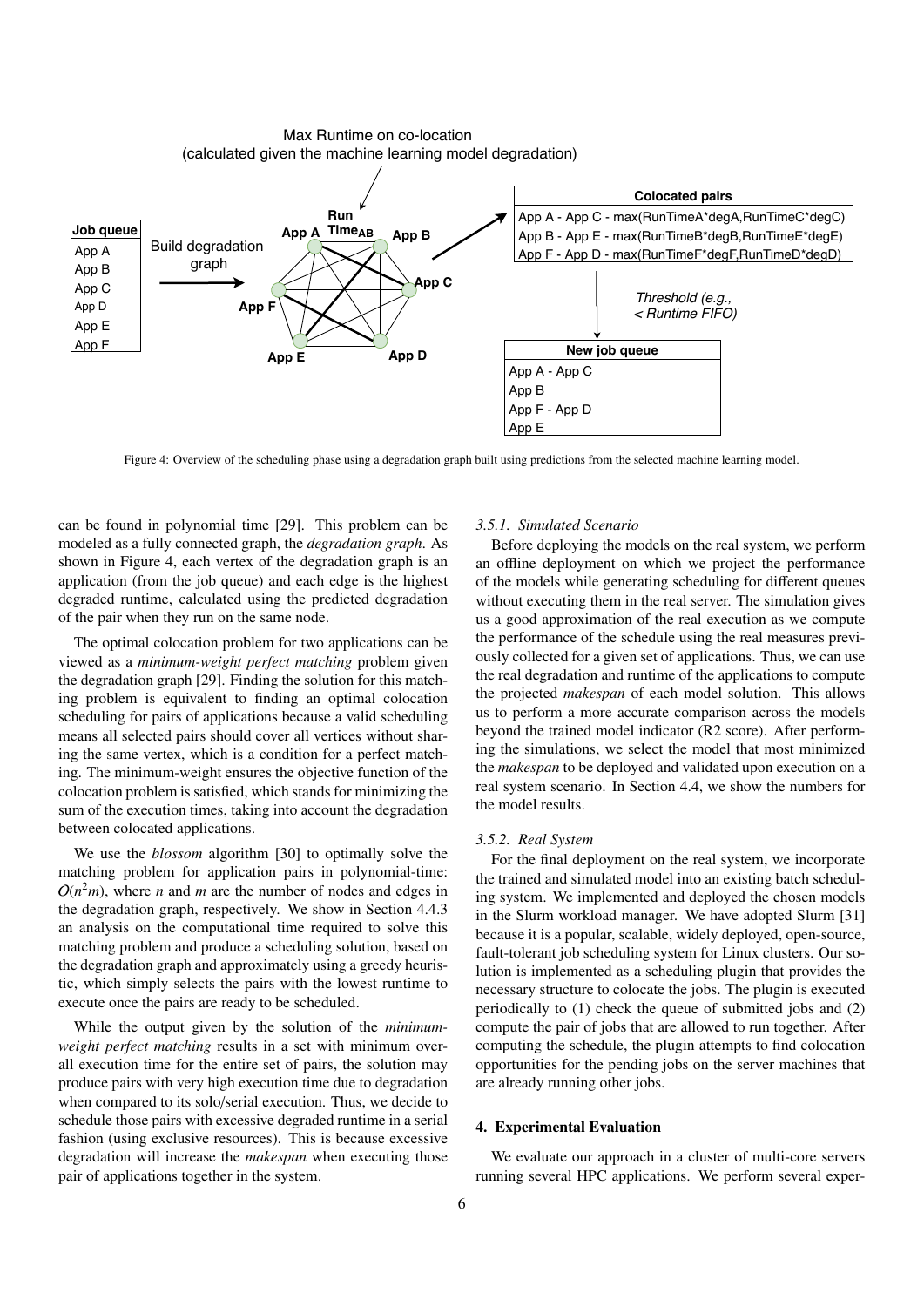Figure 4: Overview of the scheduling phase using a degradation graph built using predictions from the selected machine learning model.

can be found in polynomial time [29]. This problem can be modeled as a fully connected graph, the *degradation graph*. As shown in Figure 4, each vertex of the degradation graph is an application (from the job queue) and each edge is the highest degraded runtime, calculated using the predicted degradation of the pair when they run on the same node.

The optimal colocation problem for two applications can be viewed as a *minimum-weight perfect matching* problem given the degradation graph [29]. Finding the solution for this matching problem is equivalent to finding an optimal colocation scheduling for pairs of applications because a valid scheduling means all selected pairs should cover all vertices without sharing the same vertex, which is a condition for a perfect matching. The minimum-weight ensures the objective function of the colocation problem is satisfied, which stands for minimizing the sum of the execution times, taking into account the degradation between colocated applications.

We use the *blossom* algorithm [30] to optimally solve the matching problem for application pairs in polynomial-time: $O(n^2m)$, where $n$ and $m$ are the number of nodes and edges in the degradation graph, respectively. We show in Section 4.4.3 an analysis on the computational time required to solve this matching problem and produce a scheduling solution, based on the degradation graph and approximately using a greedy heuristic, which simply selects the pairs with the lowest runtime to execute once the pairs are ready to be scheduled.

While the output given by the solution of the *minimum-weight perfect matching* results in a set with minimum overall execution time for the entire set of pairs, the solution may produce pairs with very high execution time due to degradation when compared to its solo/serial execution. Thus, we decide to schedule those pairs with excessive degraded runtime in a serial fashion (using exclusive resources). This is because excessive degradation will increase the *makespan* when executing those pair of applications together in the system.

#### *3.5.1. Simulated Scenario*

Before deploying the models on the real system, we perform an offline deployment on which we project the performance of the models while generating scheduling for different queues without executing them in the real server. The simulation gives us a good approximation of the real execution as we compute the performance of the schedule using the real measures previously collected for a given set of applications. Thus, we can use the real degradation and runtime of the applications to compute the projected *makespan* of each model solution. This allows us to perform a more accurate comparison across the models beyond the trained model indicator (R2 score). After performing the simulations, we select the model that most minimized the *makespan* to be deployed and validated upon execution on a real system scenario. In Section 4.4, we show the numbers for the model results.

#### *3.5.2. Real System*

For the final deployment on the real system, we incorporate the trained and simulated model into an existing batch scheduling system. We implemented and deployed the chosen models in the Slurm workload manager. We have adopted Slurm [31] because it is a popular, scalable, widely deployed, open-source, fault-tolerant job scheduling system for Linux clusters. Our solution is implemented as a scheduling plugin that provides the necessary structure to colocate the jobs. The plugin is executed periodically to (1) check the queue of submitted jobs and (2) compute the pair of jobs that are allowed to run together. After computing the schedule, the plugin attempts to find colocation opportunities for the pending jobs on the server machines that are already running other jobs.

## 4. Experimental Evaluation

We evaluate our approach in a cluster of multi-core servers running several HPC applications. We perform several exper-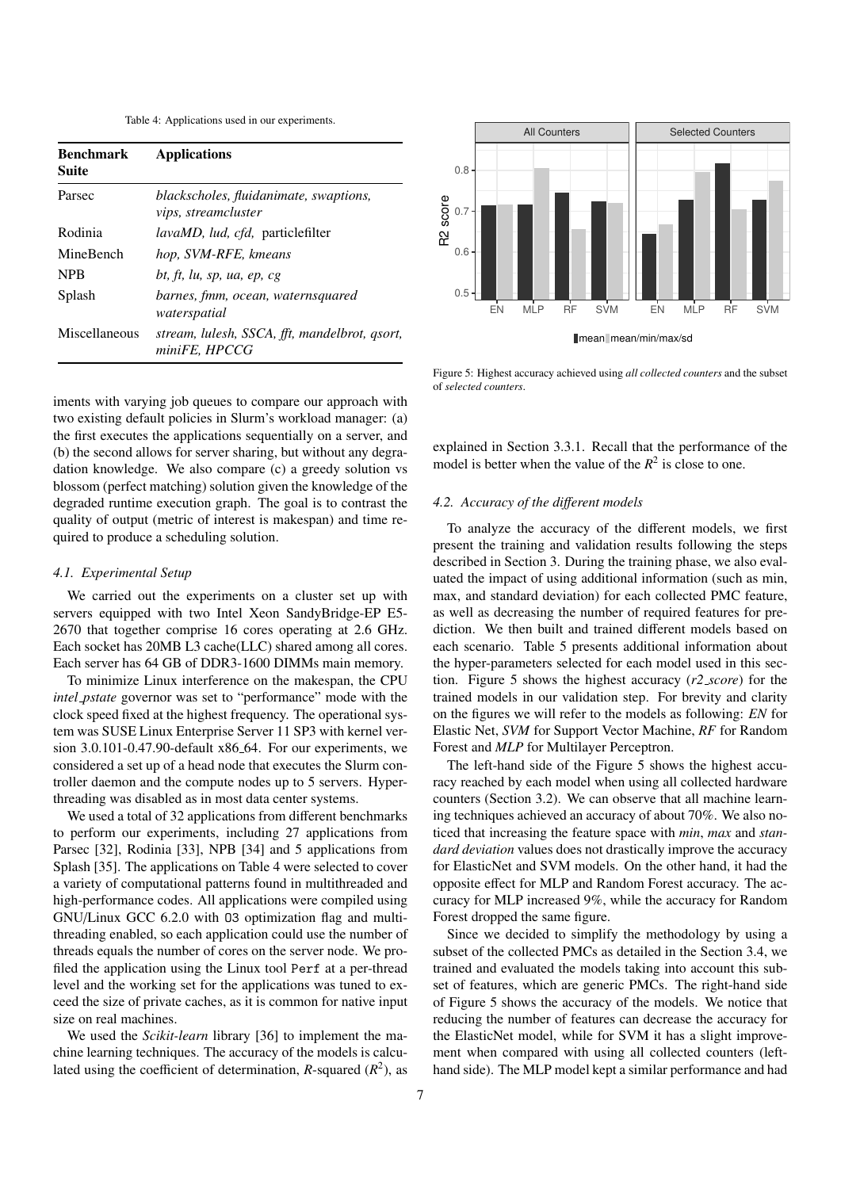Table 4: Applications used in our experiments.

| Benchmark Suite | Applications |
|---|---|
| Parsec | *blackscholes, fluidanimate, swaptions, vips, streamcluster* |
| Rodinia | *lavaMD, lud, cfd,* particlefilter |
| MineBench | *hop, SVM-RFE, kmeans* |
| NPB | *bt, ft, lu, sp, ua, ep, cg* |
| Splash | *barnes, fmm, ocean, watersnsquared waterspatial* |
| Miscellaneous | *stream, lulesh, SSCA, fft, mandelbrot, qsort, miniFE, HPCCG* |

iments with varying job queues to compare our approach with two existing default policies in Slurm's workload manager: (a) the first executes the applications sequentially on a server, and (b) the second allows for server sharing, but without any degradation knowledge. We also compare (c) a greedy solution vs blossom (perfect matching) solution given the knowledge of the degraded runtime execution graph. The goal is to contrast the quality of output (metric of interest is makespan) and time required to produce a scheduling solution.

### 4.1. Experimental Setup

We carried out the experiments on a cluster set up with servers equipped with two Intel Xeon SandyBridge-EP E5-2670 that together comprise 16 cores operating at 2.6 GHz. Each socket has 20MB L3 cache(LLC) shared among all cores. Each server has 64 GB of DDR3-1600 DIMMs main memory.

To minimize Linux interference on the makespan, the CPU *intel_pstate* governor was set to "performance" mode with the clock speed fixed at the highest frequency. The operational system was SUSE Linux Enterprise Server 11 SP3 with kernel version 3.0.101-0.47.90-default x86_64. For our experiments, we considered a set up of a head node that executes the Slurm controller daemon and the compute nodes up to 5 servers. Hyperthreading was disabled as in most data center systems.

We used a total of 32 applications from different benchmarks to perform our experiments, including 27 applications from Parsec [32], Rodinia [33], NPB [34] and 5 applications from Splash [35]. The applications on Table 4 were selected to cover a variety of computational patterns found in multithreaded and high-performance codes. All applications were compiled using GNU/Linux GCC 6.2.0 with `O3` optimization flag and multithreading enabled, so each application could use the number of threads equals the number of cores on the server node. We profiled the application using the Linux tool `Perf` at a per-thread level and the working set for the applications was tuned to exceed the size of private caches, as it is common for native input size on real machines.

We used the *Scikit-learn* library [36] to implement the machine learning techniques. The accuracy of the models is calculated using the coefficient of determination, *R*-squared ($R^2$), as explained in Section 3.3.1. Recall that the performance of the model is better when the value of the $R^2$ is close to one.

Figure 5: Highest accuracy achieved using *all collected counters* and the subset of *selected counters*.

### 4.2. Accuracy of the different models

To analyze the accuracy of the different models, we first present the training and validation results following the steps described in Section 3. During the training phase, we also evaluated the impact of using additional information (such as min, max, and standard deviation) for each collected PMC feature, as well as decreasing the number of required features for prediction. We then built and trained different models based on each scenario. Table 5 presents additional information about the hyper-parameters selected for each model used in this section. Figure 5 shows the highest accuracy (*r2_score*) for the trained models in our validation step. For brevity and clarity on the figures we will refer to the models as following: *EN* for Elastic Net, *SVM* for Support Vector Machine, *RF* for Random Forest and *MLP* for Multilayer Perceptron.

The left-hand side of the Figure 5 shows the highest accuracy reached by each model when using all collected hardware counters (Section 3.2). We can observe that all machine learning techniques achieved an accuracy of about 70%. We also noticed that increasing the feature space with *min*, *max* and *standard deviation* values does not drastically improve the accuracy for ElasticNet and SVM models. On the other hand, it had the opposite effect for MLP and Random Forest accuracy. The accuracy for MLP increased 9%, while the accuracy for Random Forest dropped the same figure.

Since we decided to simplify the methodology by using a subset of the collected PMCs as detailed in the Section 3.4, we trained and evaluated the models taking into account this subset of features, which are generic PMCs. The right-hand side of Figure 5 shows the accuracy of the models. We notice that reducing the number of features can decrease the accuracy for the ElasticNet model, while for SVM it has a slight improvement when compared with using all collected counters (left-hand side). The MLP model kept a similar performance and had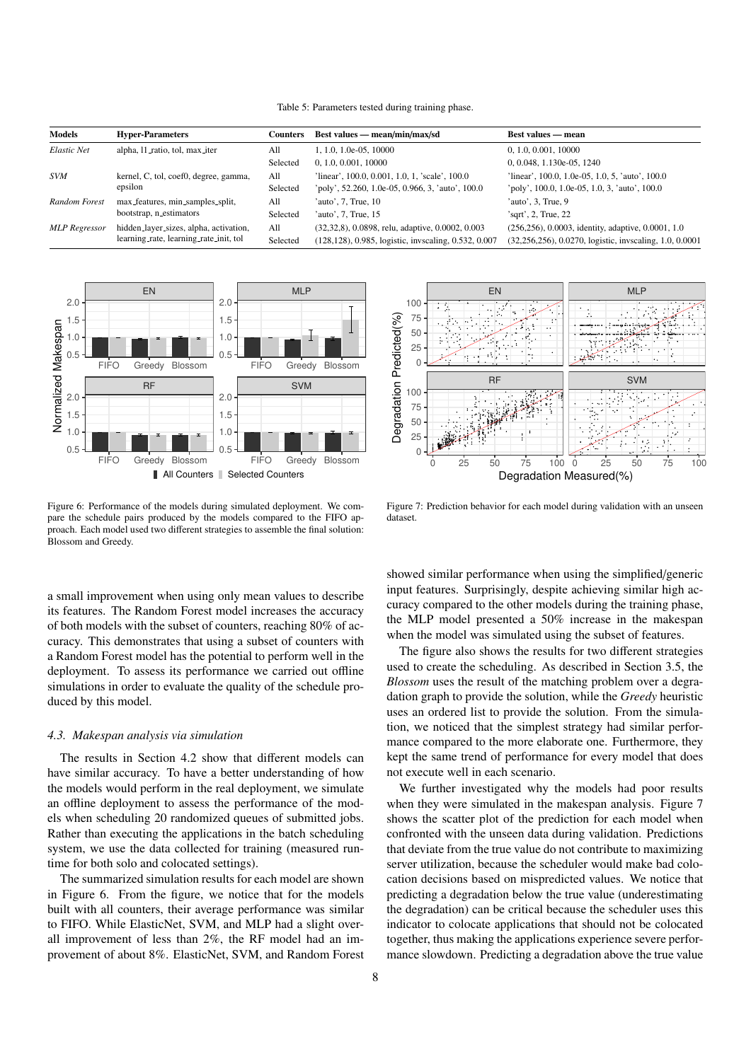Table 5: Parameters tested during training phase.

| Models | Hyper-Parameters | Counters | Best values — mean/min/max/sd | Best values — mean |
|---|---|---|---|---|
| *Elastic Net* | alpha, l1_ratio, tol, max_iter | All | 1, 1.0, 1.0e-05, 10000 | 0, 1.0, 0.001, 10000 |
| | | Selected | 0, 1.0, 0.001, 10000 | 0, 0.048, 1.130e-05, 1240 |
| *SVM* | kernel, C, tol, coef0, degree, gamma, epsilon | All | 'linear', 100.0, 0.001, 1.0, 1, 'scale', 100.0 | 'linear', 100.0, 1.0e-05, 1.0, 5, 'auto', 100.0 |
| | | Selected | 'poly', 52.260, 1.0e-05, 0.966, 3, 'auto', 100.0 | 'poly', 100.0, 1.0e-05, 1.0, 3, 'auto', 100.0 |
| *Random Forest* | max_features, min_samples_split, bootstrap, n_estimators | All | 'auto', 7, True, 10 | 'auto', 3, True, 9 |
| | | Selected | 'auto', 7, True, 15 | 'sqrt', 2, True, 22 |
| *MLP Regressor* | hidden_layer_sizes, alpha, activation, learning_rate, learning_rate_init, tol | All | (32,32,8), 0.0898, relu, adaptive, 0.0002, 0.003 | (256,256), 0.0003, identity, adaptive, 0.0001, 1.0 |
| | | Selected | (128,128), 0.985, logistic, invscaling, 0.532, 0.007 | (32,256,256), 0.0270, logistic, invscaling, 1.0, 0.0001 |

Figure 6: Performance of the models during simulated deployment. We compare the schedule pairs produced by the models compared to the FIFO approach. Each model used two different strategies to assemble the final solution: Blossom and Greedy.

Figure 7: Prediction behavior for each model during validation with an unseen dataset.

a small improvement when using only mean values to describe its features. The Random Forest model increases the accuracy of both models with the subset of counters, reaching 80% of accuracy. This demonstrates that using a subset of counters with a Random Forest model has the potential to perform well in the deployment. To assess its performance we carried out offline simulations in order to evaluate the quality of the schedule produced by this model.

### 4.3. Makespan analysis via simulation

The results in Section 4.2 show that different models can have similar accuracy. To have a better understanding of how the models would perform in the real deployment, we simulate an offline deployment to assess the performance of the models when scheduling 20 randomized queues of submitted jobs. Rather than executing the applications in the batch scheduling system, we use the data collected for training (measured runtime for both solo and colocated settings).

The summarized simulation results for each model are shown in Figure 6. From the figure, we notice that for the models built with all counters, their average performance was similar to FIFO. While ElasticNet, SVM, and MLP had a slight overall improvement of less than 2%, the RF model had an improvement of about 8%. ElasticNet, SVM, and Random Forest showed similar performance when using the simplified/generic input features. Surprisingly, despite achieving similar high accuracy compared to the other models during the training phase, the MLP model presented a 50% increase in the makespan when the model was simulated using the subset of features.

The figure also shows the results for two different strategies used to create the scheduling. As described in Section 3.5, the *Blossom* uses the result of the matching problem over a degradation graph to provide the solution, while the *Greedy* heuristic uses an ordered list to provide the solution. From the simulation, we noticed that the simplest strategy had similar performance compared to the more elaborate one. Furthermore, they kept the same trend of performance for every model that does not execute well in each scenario.

We further investigated why the models had poor results when they were simulated in the makespan analysis. Figure 7 shows the scatter plot of the prediction for each model when confronted with the unseen data during validation. Predictions that deviate from the true value do not contribute to maximizing server utilization, because the scheduler would make bad colocation decisions based on mispredicted values. We notice that predicting a degradation below the true value (underestimating the degradation) can be critical because the scheduler uses this indicator to colocate applications that should not be colocated together, thus making the applications experience severe performance slowdown. Predicting a degradation above the true value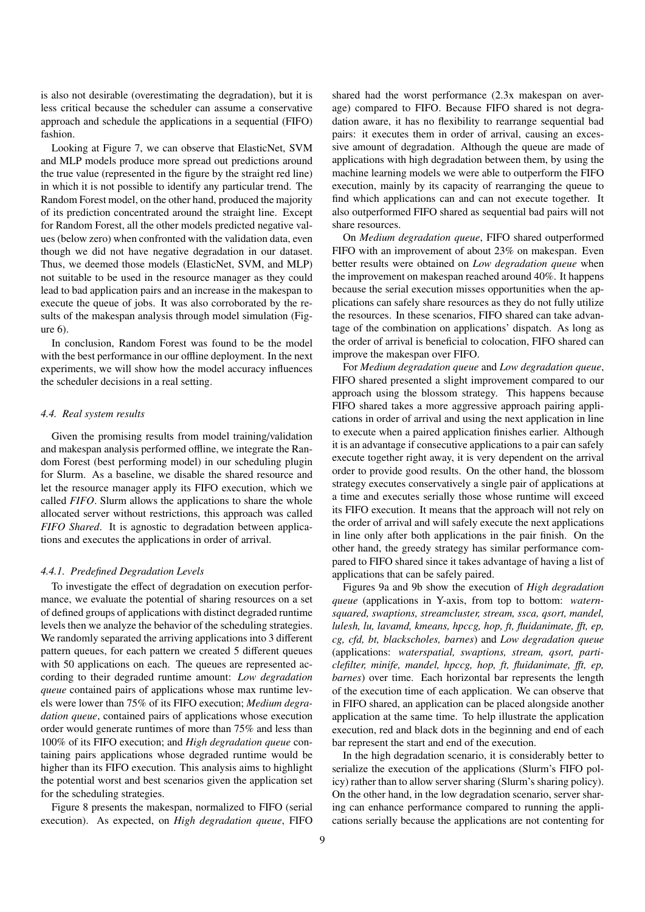is also not desirable (overestimating the degradation), but it is less critical because the scheduler can assume a conservative approach and schedule the applications in a sequential (FIFO) fashion.

Looking at Figure 7, we can observe that ElasticNet, SVM and MLP models produce more spread out predictions around the true value (represented in the figure by the straight red line) in which it is not possible to identify any particular trend. The Random Forest model, on the other hand, produced the majority of its prediction concentrated around the straight line. Except for Random Forest, all the other models predicted negative values (below zero) when confronted with the validation data, even though we did not have negative degradation in our dataset. Thus, we deemed those models (ElasticNet, SVM, and MLP) not suitable to be used in the resource manager as they could lead to bad application pairs and an increase in the makespan to execute the queue of jobs. It was also corroborated by the results of the makespan analysis through model simulation (Figure 6).

In conclusion, Random Forest was found to be the model with the best performance in our offline deployment. In the next experiments, we will show how the model accuracy influences the scheduler decisions in a real setting.

#### *4.4. Real system results*

Given the promising results from model training/validation and makespan analysis performed offline, we integrate the Random Forest (best performing model) in our scheduling plugin for Slurm. As a baseline, we disable the shared resource and let the resource manager apply its FIFO execution, which we called *FIFO*. Slurm allows the applications to share the whole allocated server without restrictions, this approach was called *FIFO Shared*. It is agnostic to degradation between applications and executes the applications in order of arrival.

##### *4.4.1. Predefined Degradation Levels*

To investigate the effect of degradation on execution performance, we evaluate the potential of sharing resources on a set of defined groups of applications with distinct degraded runtime levels then we analyze the behavior of the scheduling strategies. We randomly separated the arriving applications into 3 different pattern queues, for each pattern we created 5 different queues with 50 applications on each. The queues are represented according to their degraded runtime amount: *Low degradation queue* contained pairs of applications whose max runtime levels were lower than 75% of its FIFO execution; *Medium degradation queue*, contained pairs of applications whose execution order would generate runtimes of more than 75% and less than 100% of its FIFO execution; and *High degradation queue* containing pairs applications whose degraded runtime would be higher than its FIFO execution. This analysis aims to highlight the potential worst and best scenarios given the application set for the scheduling strategies.

Figure 8 presents the makespan, normalized to FIFO (serial execution). As expected, on *High degradation queue*, FIFO shared had the worst performance (2.3x makespan on average) compared to FIFO. Because FIFO shared is not degradation aware, it has no flexibility to rearrange sequential bad pairs: it executes them in order of arrival, causing an excessive amount of degradation. Although the queue are made of applications with high degradation between them, by using the machine learning models we were able to outperform the FIFO execution, mainly by its capacity of rearranging the queue to find which applications can and can not execute together. It also outperformed FIFO shared as sequential bad pairs will not share resources.

On *Medium degradation queue*, FIFO shared outperformed FIFO with an improvement of about 23% on makespan. Even better results were obtained on *Low degradation queue* when the improvement on makespan reached around 40%. It happens because the serial execution misses opportunities when the applications can safely share resources as they do not fully utilize the resources. In these scenarios, FIFO shared can take advantage of the combination on applications' dispatch. As long as the order of arrival is beneficial to colocation, FIFO shared can improve the makespan over FIFO.

For *Medium degradation queue* and *Low degradation queue*, FIFO shared presented a slight improvement compared to our approach using the blossom strategy. This happens because FIFO shared takes a more aggressive approach pairing applications in order of arrival and using the next application in line to execute when a paired application finishes earlier. Although it is an advantage if consecutive applications to a pair can safely execute together right away, it is very dependent on the arrival order to provide good results. On the other hand, the blossom strategy executes conservatively a single pair of applications at a time and executes serially those whose runtime will exceed its FIFO execution. It means that the approach will not rely on the order of arrival and will safely execute the next applications in line only after both applications in the pair finish. On the other hand, the greedy strategy has similar performance compared to FIFO shared since it takes advantage of having a list of applications that can be safely paired.

Figures 9a and 9b show the execution of *High degradation queue* (applications in Y-axis, from top to bottom: *waternsquared, swaptions, streamcluster, stream, ssca, qsort, mandel, lulesh, lu, lavamd, kmeans, hpccg, hop, ft, fluidanimate, fft, ep, cg, cfd, bt, blackscholes, barnes*) and *Low degradation queue* (applications: *waterspatial, swaptions, stream, qsort, particlefilter, minife, mandel, hpccg, hop, ft, fluidanimate, fft, ep, barnes*) over time. Each horizontal bar represents the length of the execution time of each application. We can observe that in FIFO shared, an application can be placed alongside another application at the same time. To help illustrate the application execution, red and black dots in the beginning and end of each bar represent the start and end of the execution.

In the high degradation scenario, it is considerably better to serialize the execution of the applications (Slurm's FIFO policy) rather than to allow server sharing (Slurm's sharing policy). On the other hand, in the low degradation scenario, server sharing can enhance performance compared to running the applications serially because the applications are not contenting for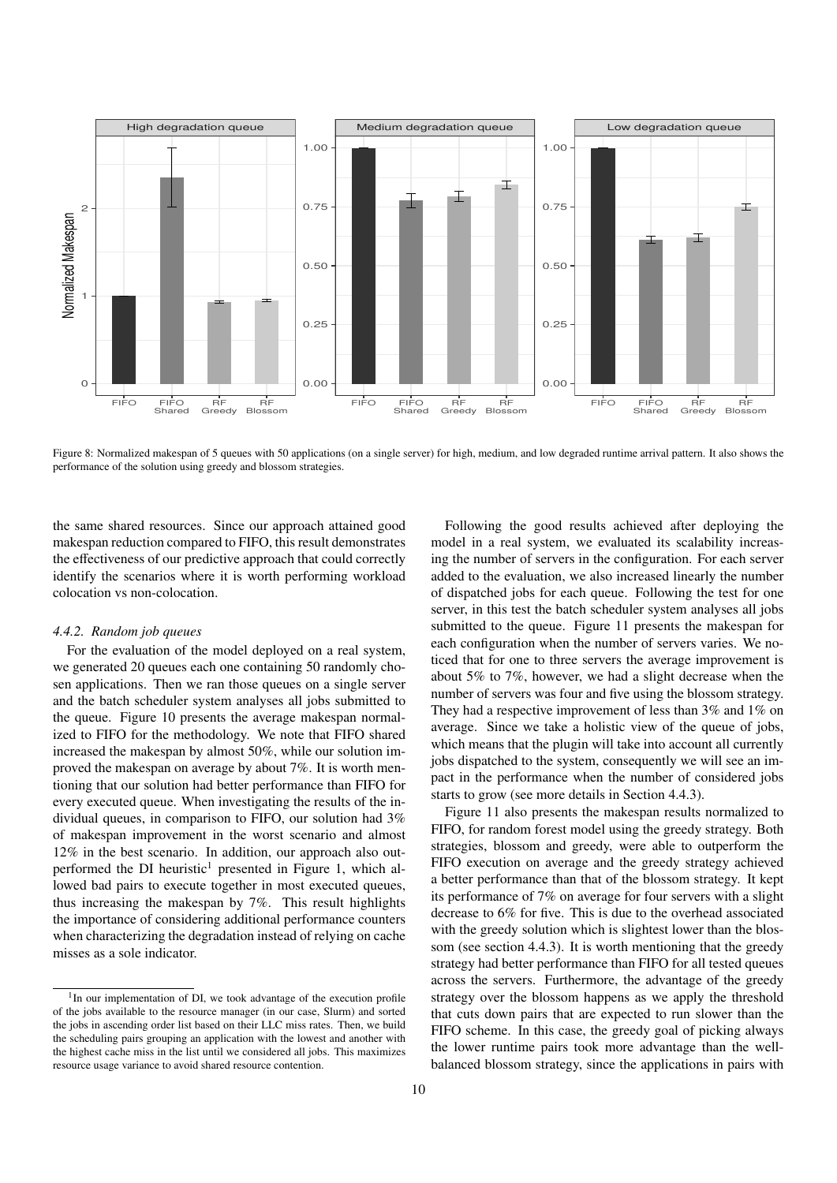Figure 8: Normalized makespan of 5 queues with 50 applications (on a single server) for high, medium, and low degraded runtime arrival pattern. It also shows the performance of the solution using greedy and blossom strategies.

the same shared resources. Since our approach attained good makespan reduction compared to FIFO, this result demonstrates the effectiveness of our predictive approach that could correctly identify the scenarios where it is worth performing workload colocation vs non-colocation.

#### *4.4.2. Random job queues*

For the evaluation of the model deployed on a real system, we generated 20 queues each one containing 50 randomly chosen applications. Then we ran those queues on a single server and the batch scheduler system analyses all jobs submitted to the queue. Figure 10 presents the average makespan normalized to FIFO for the methodology. We note that FIFO shared increased the makespan by almost 50%, while our solution improved the makespan on average by about 7%. It is worth mentioning that our solution had better performance than FIFO for every executed queue. When investigating the results of the individual queues, in comparison to FIFO, our solution had 3% of makespan improvement in the worst scenario and almost 12% in the best scenario. In addition, our approach also outperformed the DI heuristic[1] presented in Figure 1, which allowed bad pairs to execute together in most executed queues, thus increasing the makespan by 7%. This result highlights the importance of considering additional performance counters when characterizing the degradation instead of relying on cache misses as a sole indicator.

Following the good results achieved after deploying the model in a real system, we evaluated its scalability increasing the number of servers in the configuration. For each server added to the evaluation, we also increased linearly the number of dispatched jobs for each queue. Following the test for one server, in this test the batch scheduler system analyses all jobs submitted to the queue. Figure 11 presents the makespan for each configuration when the number of servers varies. We noticed that for one to three servers the average improvement is about 5% to 7%, however, we had a slight decrease when the number of servers was four and five using the blossom strategy. They had a respective improvement of less than 3% and 1% on average. Since we take a holistic view of the queue of jobs, which means that the plugin will take into account all currently jobs dispatched to the system, consequently we will see an impact in the performance when the number of considered jobs starts to grow (see more details in Section 4.4.3).

Figure 11 also presents the makespan results normalized to FIFO, for random forest model using the greedy strategy. Both strategies, blossom and greedy, were able to outperform the FIFO execution on average and the greedy strategy achieved a better performance than that of the blossom strategy. It kept its performance of 7% on average for four servers with a slight decrease to 6% for five. This is due to the overhead associated with the greedy solution which is slightest lower than the blossom (see section 4.4.3). It is worth mentioning that the greedy strategy had better performance than FIFO for all tested queues across the servers. Furthermore, the advantage of the greedy strategy over the blossom happens as we apply the threshold that cuts down pairs that are expected to run slower than the FIFO scheme. In this case, the greedy goal of picking always the lower runtime pairs took more advantage than the well-balanced blossom strategy, since the applications in pairs with

[1] In our implementation of DI, we took advantage of the execution profile of the jobs available to the resource manager (in our case, Slurm) and sorted the jobs in ascending order list based on their LLC miss rates. Then, we build the scheduling pairs grouping an application with the lowest and another with the highest cache miss in the list until we considered all jobs. This maximizes resource usage variance to avoid shared resource contention.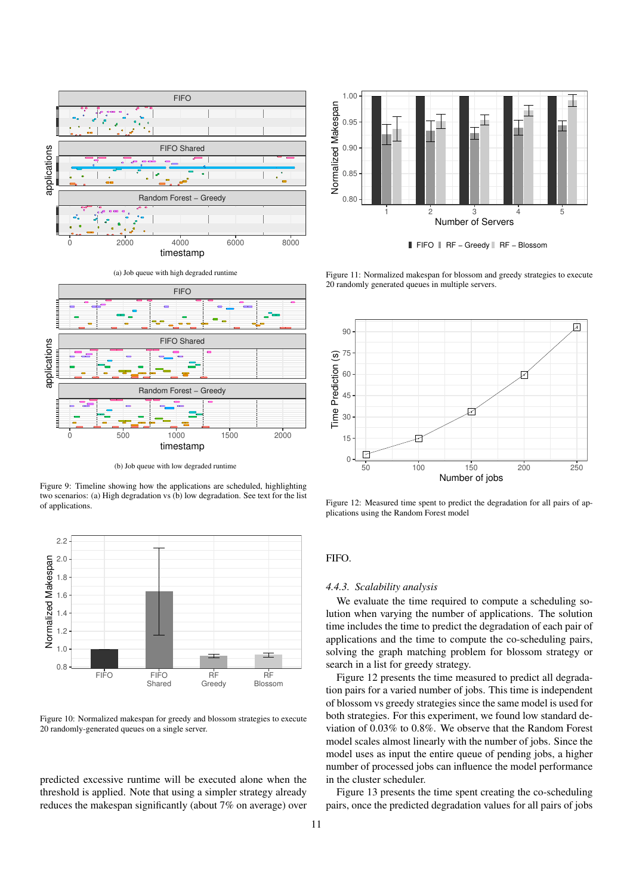(a) Job queue with high degraded runtime

(b) Job queue with low degraded runtime

Figure 9: Timeline showing how the applications are scheduled, highlighting two scenarios: (a) High degradation vs (b) low degradation. See text for the list of applications.

Figure 10: Normalized makespan for greedy and blossom strategies to execute 20 randomly-generated queues on a single server.

predicted excessive runtime will be executed alone when the threshold is applied. Note that using a simpler strategy already reduces the makespan significantly (about 7% on average) over FIFO.

Figure 11: Normalized makespan for blossom and greedy strategies to execute 20 randomly generated queues in multiple servers.

Figure 12: Measured time spent to predict the degradation for all pairs of applications using the Random Forest model

### *4.4.3. Scalability analysis*

We evaluate the time required to compute a scheduling solution when varying the number of applications. The solution time includes the time to predict the degradation of each pair of applications and the time to compute the co-scheduling pairs, solving the graph matching problem for blossom strategy or search in a list for greedy strategy.

Figure 12 presents the time measured to predict all degradation pairs for a varied number of jobs. This time is independent of blossom vs greedy strategies since the same model is used for both strategies. For this experiment, we found low standard deviation of 0.03% to 0.8%. We observe that the Random Forest model scales almost linearly with the number of jobs. Since the model uses as input the entire queue of pending jobs, a higher number of processed jobs can influence the model performance in the cluster scheduler.

Figure 13 presents the time spent creating the co-scheduling pairs, once the predicted degradation values for all pairs of jobs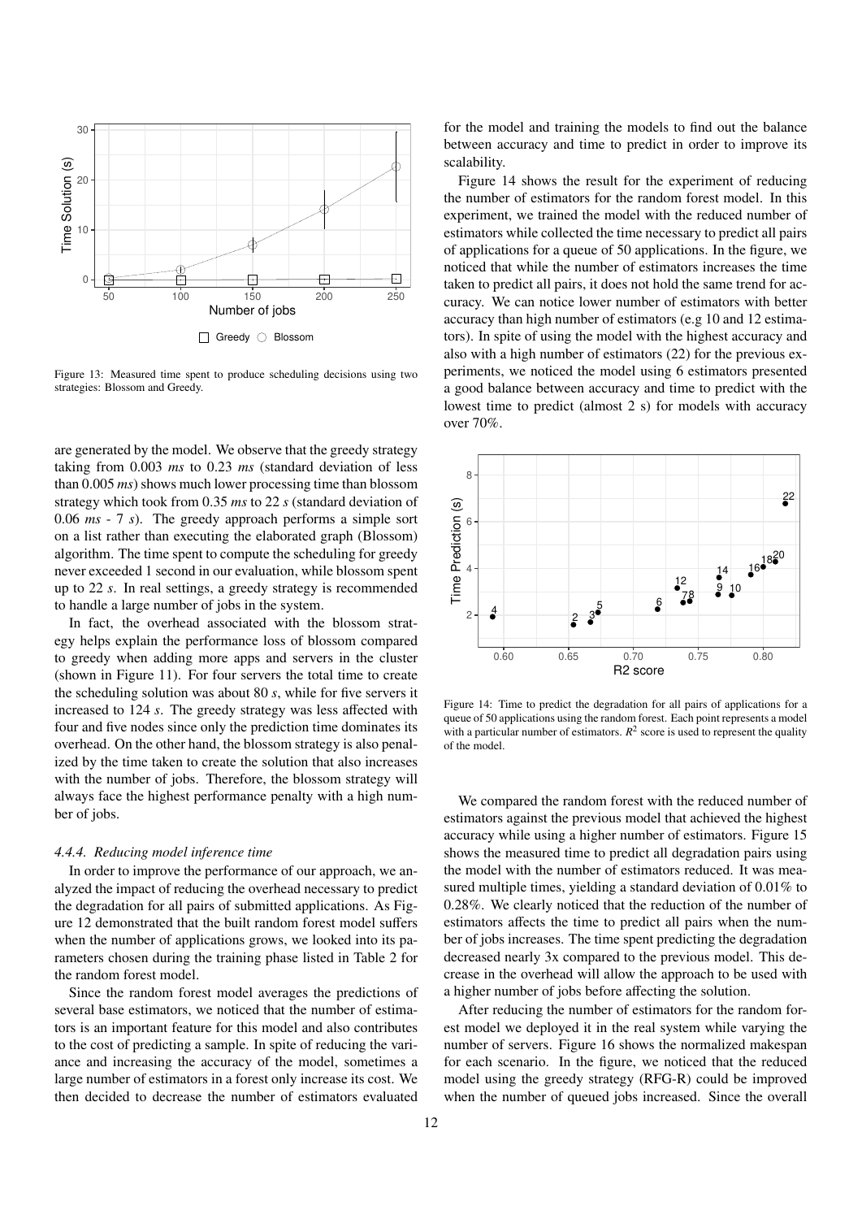Figure 13: Measured time spent to produce scheduling decisions using two strategies: Blossom and Greedy.

are generated by the model. We observe that the greedy strategy taking from 0.003 *ms* to 0.23 *ms* (standard deviation of less than 0.005 *ms*) shows much lower processing time than blossom strategy which took from 0.35 *ms* to 22 *s* (standard deviation of 0.06 *ms* - 7 *s*). The greedy approach performs a simple sort on a list rather than executing the elaborated graph (Blossom) algorithm. The time spent to compute the scheduling for greedy never exceeded 1 second in our evaluation, while blossom spent up to 22 *s*. In real settings, a greedy strategy is recommended to handle a large number of jobs in the system.

In fact, the overhead associated with the blossom strategy helps explain the performance loss of blossom compared to greedy when adding more apps and servers in the cluster (shown in Figure 11). For four servers the total time to create the scheduling solution was about 80 *s*, while for five servers it increased to 124 *s*. The greedy strategy was less affected with four and five nodes since only the prediction time dominates its overhead. On the other hand, the blossom strategy is also penalized by the time taken to create the solution that also increases with the number of jobs. Therefore, the blossom strategy will always face the highest performance penalty with a high number of jobs.

#### *4.4.4. Reducing model inference time*

In order to improve the performance of our approach, we analyzed the impact of reducing the overhead necessary to predict the degradation for all pairs of submitted applications. As Figure 12 demonstrated that the built random forest model suffers when the number of applications grows, we looked into its parameters chosen during the training phase listed in Table 2 for the random forest model.

Since the random forest model averages the predictions of several base estimators, we noticed that the number of estimators is an important feature for this model and also contributes to the cost of predicting a sample. In spite of reducing the variance and increasing the accuracy of the model, sometimes a large number of estimators in a forest only increase its cost. We then decided to decrease the number of estimators evaluated for the model and training the models to find out the balance between accuracy and time to predict in order to improve its scalability.

Figure 14 shows the result for the experiment of reducing the number of estimators for the random forest model. In this experiment, we trained the model with the reduced number of estimators while collected the time necessary to predict all pairs of applications for a queue of 50 applications. In the figure, we noticed that while the number of estimators increases the time taken to predict all pairs, it does not hold the same trend for accuracy. We can notice lower number of estimators with better accuracy than high number of estimators (e.g 10 and 12 estimators). In spite of using the model with the highest accuracy and also with a high number of estimators (22) for the previous experiments, we noticed the model using 6 estimators presented a good balance between accuracy and time to predict with the lowest time to predict (almost 2 s) for models with accuracy over 70%.

Figure 14: Time to predict the degradation for all pairs of applications for a queue of 50 applications using the random forest. Each point represents a model with a particular number of estimators. $R^2$ score is used to represent the quality of the model.

We compared the random forest with the reduced number of estimators against the previous model that achieved the highest accuracy while using a higher number of estimators. Figure 15 shows the measured time to predict all degradation pairs using the model with the number of estimators reduced. It was measured multiple times, yielding a standard deviation of 0.01% to 0.28%. We clearly noticed that the reduction of the number of estimators affects the time to predict all pairs when the number of jobs increases. The time spent predicting the degradation decreased nearly 3x compared to the previous model. This decrease in the overhead will allow the approach to be used with a higher number of jobs before affecting the solution.

After reducing the number of estimators for the random forest model we deployed it in the real system while varying the number of servers. Figure 16 shows the normalized makespan for each scenario. In the figure, we noticed that the reduced model using the greedy strategy (RFG-R) could be improved when the number of queued jobs increased. Since the overall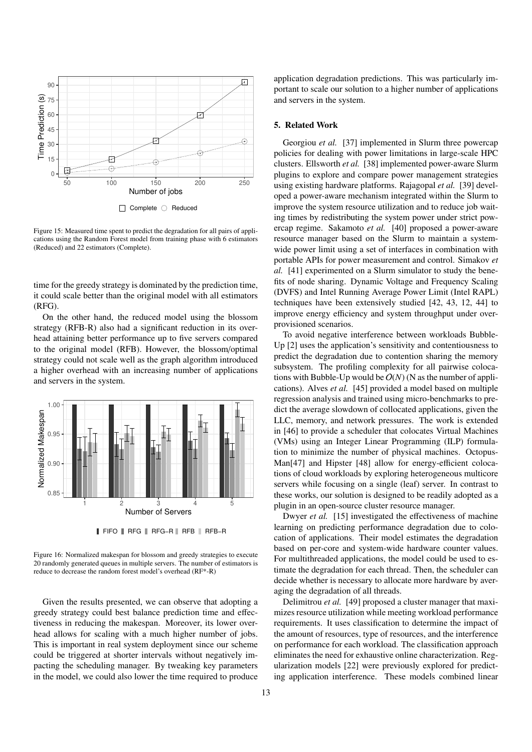Figure 15: Measured time spent to predict the degradation for all pairs of applications using the Random Forest model from training phase with 6 estimators (Reduced) and 22 estimators (Complete).

time for the greedy strategy is dominated by the prediction time, it could scale better than the original model with all estimators (RFG).

On the other hand, the reduced model using the blossom strategy (RFB-R) also had a significant reduction in its overhead attaining better performance up to five servers compared to the original model (RFB). However, the blossom/optimal strategy could not scale well as the graph algorithm introduced a higher overhead with an increasing number of applications and servers in the system.

Figure 16: Normalized makespan for blossom and greedy strategies to execute 20 randomly generated queues in multiple servers. The number of estimators is reduce to decrease the random forest model's overhead (RF*-R)

Given the results presented, we can observe that adopting a greedy strategy could best balance prediction time and effectiveness in reducing the makespan. Moreover, its lower overhead allows for scaling with a much higher number of jobs. This is important in real system deployment since our scheme could be triggered at shorter intervals without negatively impacting the scheduling manager. By tweaking key parameters in the model, we could also lower the time required to produce application degradation predictions. This was particularly important to scale our solution to a higher number of applications and servers in the system.

## 5. Related Work

Georgiou *et al.* [37] implemented in Slurm three powercap policies for dealing with power limitations in large-scale HPC clusters. Ellsworth *et al.* [38] implemented power-aware Slurm plugins to explore and compare power management strategies using existing hardware platforms. Rajagopal *et al.* [39] developed a power-aware mechanism integrated within the Slurm to improve the system resource utilization and to reduce job waiting times by redistributing the system power under strict powercap regime. Sakamoto *et al.* [40] proposed a power-aware resource manager based on the Slurm to maintain a system-wide power limit using a set of interfaces in combination with portable APIs for power measurement and control. Simakov *et al.* [41] experimented on a Slurm simulator to study the benefits of node sharing. Dynamic Voltage and Frequency Scaling (DVFS) and Intel Running Average Power Limit (Intel RAPL) techniques have been extensively studied [42, 43, 12, 44] to improve energy efficiency and system throughput under overprovisioned scenarios.

To avoid negative interference between workloads Bubble-Up [2] uses the application's sensitivity and contentiousness to predict the degradation due to contention sharing the memory subsystem. The profiling complexity for all pairwise colocations with Bubble-Up would be $O(N)$ (N as the number of applications). Alves *et al.* [45] provided a model based on multiple regression analysis and trained using micro-benchmarks to predict the average slowdown of collocated applications, given the LLC, memory, and network pressures. The work is extended in [46] to provide a scheduler that colocates Virtual Machines (VMs) using an Integer Linear Programming (ILP) formulation to minimize the number of physical machines. Octopus-Man[47] and Hipster [48] allow for energy-efficient colocations of cloud workloads by exploring heterogeneous multicore servers while focusing on a single (leaf) server. In contrast to these works, our solution is designed to be readily adopted as a plugin in an open-source cluster resource manager.

Dwyer *et al.* [15] investigated the effectiveness of machine learning on predicting performance degradation due to colocation of applications. Their model estimates the degradation based on per-core and system-wide hardware counter values. For multithreaded applications, the model could be used to estimate the degradation for each thread. Then, the scheduler can decide whether is necessary to allocate more hardware by averaging the degradation of all threads.

Delimitrou *et al.* [49] proposed a cluster manager that maximizes resource utilization while meeting workload performance requirements. It uses classification to determine the impact of the amount of resources, type of resources, and the interference on performance for each workload. The classification approach eliminates the need for exhaustive online characterization. Regularization models [22] were previously explored for predicting application interference. These models combined linear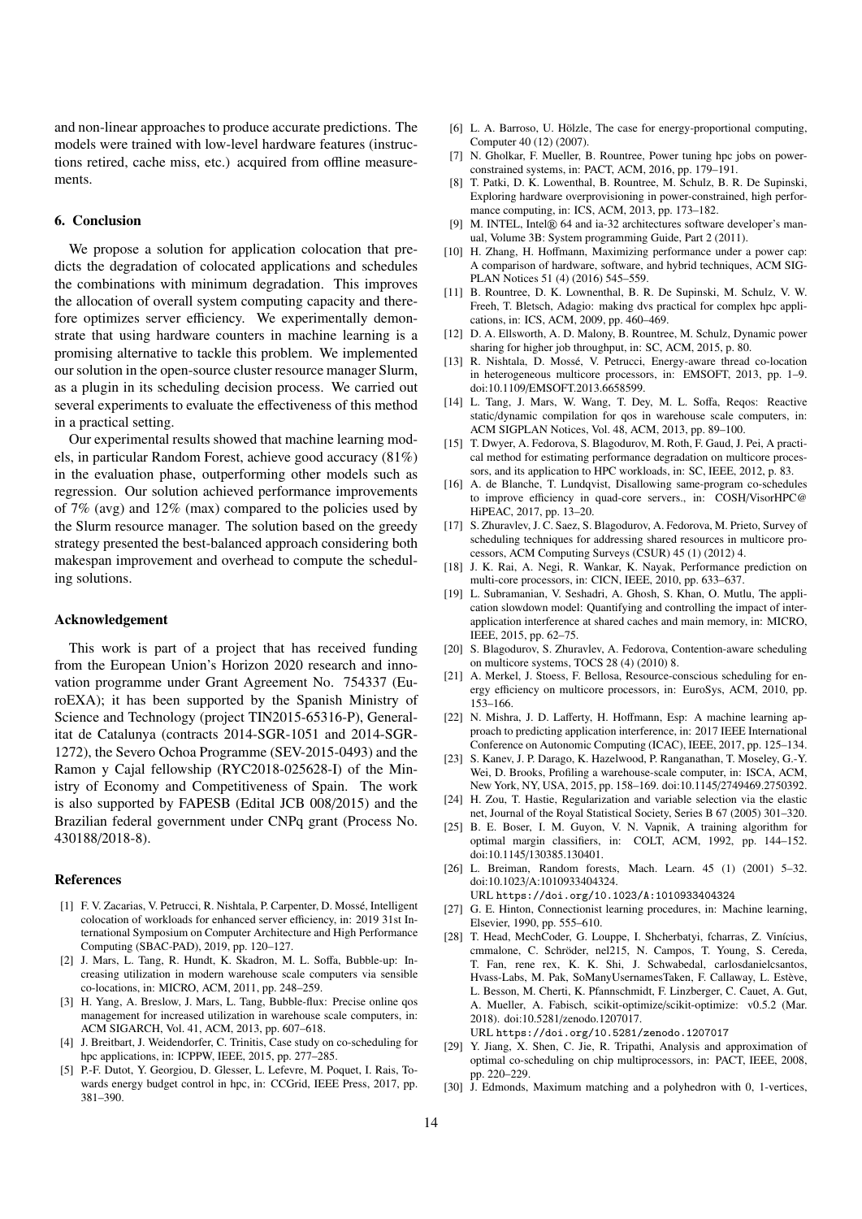and non-linear approaches to produce accurate predictions. The models were trained with low-level hardware features (instructions retired, cache miss, etc.) acquired from offline measurements.

## 6. Conclusion

We propose a solution for application colocation that predicts the degradation of colocated applications and schedules the combinations with minimum degradation. This improves the allocation of overall system computing capacity and therefore optimizes server efficiency. We experimentally demonstrate that using hardware counters in machine learning is a promising alternative to tackle this problem. We implemented our solution in the open-source cluster resource manager Slurm, as a plugin in its scheduling decision process. We carried out several experiments to evaluate the effectiveness of this method in a practical setting.

Our experimental results showed that machine learning models, in particular Random Forest, achieve good accuracy (81%) in the evaluation phase, outperforming other models such as regression. Our solution achieved performance improvements of 7% (avg) and 12% (max) compared to the policies used by the Slurm resource manager. The solution based on the greedy strategy presented the best-balanced approach considering both makespan improvement and overhead to compute the scheduling solutions.

## Acknowledgement

This work is part of a project that has received funding from the European Union's Horizon 2020 research and innovation programme under Grant Agreement No. 754337 (EuroEXA); it has been supported by the Spanish Ministry of Science and Technology (project TIN2015-65316-P), Generalitat de Catalunya (contracts 2014-SGR-1051 and 2014-SGR-1272), the Severo Ochoa Programme (SEV-2015-0493) and the Ramon y Cajal fellowship (RYC2018-025628-I) of the Ministry of Economy and Competitiveness of Spain. The work is also supported by FAPESB (Edital JCB 008/2015) and the Brazilian federal government under CNPq grant (Process No. 430188/2018-8).

## References

[1] F. V. Zacarias, V. Petrucci, R. Nishtala, P. Carpenter, D. Mossé, Intelligent colocation of workloads for enhanced server efficiency, in: 2019 31st International Symposium on Computer Architecture and High Performance Computing (SBAC-PAD), 2019, pp. 120–127.

[2] J. Mars, L. Tang, R. Hundt, K. Skadron, M. L. Soffa, Bubble-up: Increasing utilization in modern warehouse scale computers via sensible co-locations, in: MICRO, ACM, 2011, pp. 248–259.

[3] H. Yang, A. Breslow, J. Mars, L. Tang, Bubble-flux: Precise online qos management for increased utilization in warehouse scale computers, in: ACM SIGARCH, Vol. 41, ACM, 2013, pp. 607–618.

[4] J. Breitbart, J. Weidendorfer, C. Trinitis, Case study on co-scheduling for hpc applications, in: ICPPW, IEEE, 2015, pp. 277–285.

[5] P.-F. Dutot, Y. Georgiou, D. Glesser, L. Lefevre, M. Poquet, I. Rais, Towards energy budget control in hpc, in: CCGrid, IEEE Press, 2017, pp. 381–390.

[6] L. A. Barroso, U. Hölzle, The case for energy-proportional computing, Computer 40 (12) (2007).

[7] N. Gholkar, F. Mueller, B. Rountree, Power tuning hpc jobs on power-constrained systems, in: PACT, ACM, 2016, pp. 179–191.

[8] T. Patki, D. K. Lowenthal, B. Rountree, M. Schulz, B. R. De Supinski, Exploring hardware overprovisioning in power-constrained, high performance computing, in: ICS, ACM, 2013, pp. 173–182.

[9] M. INTEL, Intel® 64 and ia-32 architectures software developer's manual, Volume 3B: System programming Guide, Part 2 (2011).

[10] H. Zhang, H. Hoffmann, Maximizing performance under a power cap: A comparison of hardware, software, and hybrid techniques, ACM SIGPLAN Notices 51 (4) (2016) 545–559.

[11] B. Rountree, D. K. Lownenthal, B. R. De Supinski, M. Schulz, V. W. Freeh, T. Bletsch, Adagio: making dvs practical for complex hpc applications, in: ICS, ACM, 2009, pp. 460–469.

[12] D. A. Ellsworth, A. D. Malony, B. Rountree, M. Schulz, Dynamic power sharing for higher job throughput, in: SC, ACM, 2015, p. 80.

[13] R. Nishtala, D. Mossé, V. Petrucci, Energy-aware thread co-location in heterogeneous multicore processors, in: EMSOFT, 2013, pp. 1–9. doi:10.1109/EMSOFT.2013.6658599.

[14] L. Tang, J. Mars, W. Wang, T. Dey, M. L. Soffa, Reqos: Reactive static/dynamic compilation for qos in warehouse scale computers, in: ACM SIGPLAN Notices, Vol. 48, ACM, 2013, pp. 89–100.

[15] T. Dwyer, A. Fedorova, S. Blagodurov, M. Roth, F. Gaud, J. Pei, A practical method for estimating performance degradation on multicore processors, and its application to HPC workloads, in: SC, IEEE, 2012, p. 83.

[16] A. de Blanche, T. Lundqvist, Disallowing same-program co-schedules to improve efficiency in quad-core servers., in: COSH/VisorHPC@ HiPEAC, 2017, pp. 13–20.

[17] S. Zhuravlev, J. C. Saez, S. Blagodurov, A. Fedorova, M. Prieto, Survey of scheduling techniques for addressing shared resources in multicore processors, ACM Computing Surveys (CSUR) 45 (1) (2012) 4.

[18] J. K. Rai, A. Negi, R. Wankar, K. Nayak, Performance prediction on multi-core processors, in: CICN, IEEE, 2010, pp. 633–637.

[19] L. Subramanian, V. Seshadri, A. Ghosh, S. Khan, O. Mutlu, The application slowdown model: Quantifying and controlling the impact of inter-application interference at shared caches and main memory, in: MICRO, IEEE, 2015, pp. 62–75.

[20] S. Blagodurov, S. Zhuravlev, A. Fedorova, Contention-aware scheduling on multicore systems, TOCS 28 (4) (2010) 8.

[21] A. Merkel, J. Stoess, F. Bellosa, Resource-conscious scheduling for energy efficiency on multicore processors, in: EuroSys, ACM, 2010, pp. 153–166.

[22] N. Mishra, J. D. Lafferty, H. Hoffmann, Esp: A machine learning approach to predicting application interference, in: 2017 IEEE International Conference on Autonomic Computing (ICAC), IEEE, 2017, pp. 125–134.

[23] S. Kanev, J. P. Darago, K. Hazelwood, P. Ranganathan, T. Moseley, G.-Y. Wei, D. Brooks, Profiling a warehouse-scale computer, in: ISCA, ACM, New York, NY, USA, 2015, pp. 158–169. doi:10.1145/2749469.2750392.

[24] H. Zou, T. Hastie, Regularization and variable selection via the elastic net, Journal of the Royal Statistical Society, Series B 67 (2005) 301–320.

[25] B. E. Boser, I. M. Guyon, V. N. Vapnik, A training algorithm for optimal margin classifiers, in: COLT, ACM, 1992, pp. 144–152. doi:10.1145/130385.130401.

[26] L. Breiman, Random forests, Mach. Learn. 45 (1) (2001) 5–32. doi:10.1023/A:1010933404324.
URL https://doi.org/10.1023/A:1010933404324

[27] G. E. Hinton, Connectionist learning procedures, in: Machine learning, Elsevier, 1990, pp. 555–610.

[28] T. Head, MechCoder, G. Louppe, I. Shcherbatyi, fcharras, Z. Vinícius, cmmalone, C. Schröder, nel215, N. Campos, T. Young, S. Cereda, T. Fan, rene rex, K. K. Shi, J. Schwabedal, carlosdanielcsantos, Hvass-Labs, M. Pak, SoManyUsernamesTaken, F. Callaway, L. Estève, L. Besson, M. Cherti, K. Pfannschmidt, F. Linzberger, C. Cauet, A. Gut, A. Mueller, A. Fabisch, scikit-optimize/scikit-optimize: v0.5.2 (Mar. 2018). doi:10.5281/zenodo.1207017.
URL https://doi.org/10.5281/zenodo.1207017

[29] Y. Jiang, X. Shen, C. Jie, R. Tripathi, Analysis and approximation of optimal co-scheduling on chip multiprocessors, in: PACT, IEEE, 2008, pp. 220–229.

[30] J. Edmonds, Maximum matching and a polyhedron with 0, 1-vertices,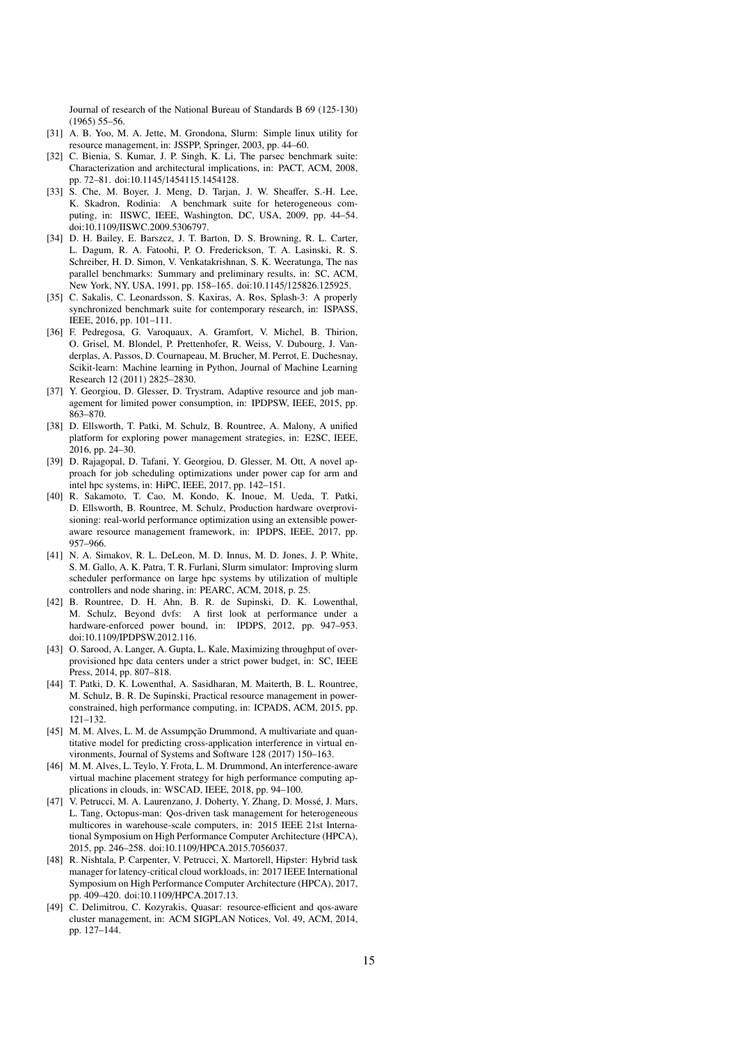Journal of research of the National Bureau of Standards B 69 (125-130) (1965) 55–56.

[31] A. B. Yoo, M. A. Jette, M. Grondona, Slurm: Simple linux utility for resource management, in: JSSPP, Springer, 2003, pp. 44–60.

[32] C. Bienia, S. Kumar, J. P. Singh, K. Li, The parsec benchmark suite: Characterization and architectural implications, in: PACT, ACM, 2008, pp. 72–81. doi:10.1145/1454115.1454128.

[33] S. Che, M. Boyer, J. Meng, D. Tarjan, J. W. Sheaffer, S.-H. Lee, K. Skadron, Rodinia: A benchmark suite for heterogeneous computing, in: IISWC, IEEE, Washington, DC, USA, 2009, pp. 44–54. doi:10.1109/IISWC.2009.5306797.

[34] D. H. Bailey, E. Barszcz, J. T. Barton, D. S. Browning, R. L. Carter, L. Dagum, R. A. Fatoohi, P. O. Frederickson, T. A. Lasinski, R. S. Schreiber, H. D. Simon, V. Venkatakrishnan, S. K. Weeratunga, The nas parallel benchmarks: Summary and preliminary results, in: SC, ACM, New York, NY, USA, 1991, pp. 158–165. doi:10.1145/125826.125925.

[35] C. Sakalis, C. Leonardsson, S. Kaxiras, A. Ros, Splash-3: A properly synchronized benchmark suite for contemporary research, in: ISPASS, IEEE, 2016, pp. 101–111.

[36] F. Pedregosa, G. Varoquaux, A. Gramfort, V. Michel, B. Thirion, O. Grisel, M. Blondel, P. Prettenhofer, R. Weiss, V. Dubourg, J. Vanderplas, A. Passos, D. Cournapeau, M. Brucher, M. Perrot, E. Duchesnay, Scikit-learn: Machine learning in Python, Journal of Machine Learning Research 12 (2011) 2825–2830.

[37] Y. Georgiou, D. Glesser, D. Trystram, Adaptive resource and job management for limited power consumption, in: IPDPSW, IEEE, 2015, pp. 863–870.

[38] D. Ellsworth, T. Patki, M. Schulz, B. Rountree, A. Malony, A unified platform for exploring power management strategies, in: E2SC, IEEE, 2016, pp. 24–30.

[39] D. Rajagopal, D. Tafani, Y. Georgiou, D. Glesser, M. Ott, A novel approach for job scheduling optimizations under power cap for arm and intel hpc systems, in: HiPC, IEEE, 2017, pp. 142–151.

[40] R. Sakamoto, T. Cao, M. Kondo, K. Inoue, M. Ueda, T. Patki, D. Ellsworth, B. Rountree, M. Schulz, Production hardware overprovisioning: real-world performance optimization using an extensible power-aware resource management framework, in: IPDPS, IEEE, 2017, pp. 957–966.

[41] N. A. Simakov, R. L. DeLeon, M. D. Innus, M. D. Jones, J. P. White, S. M. Gallo, A. K. Patra, T. R. Furlani, Slurm simulator: Improving slurm scheduler performance on large hpc systems by utilization of multiple controllers and node sharing, in: PEARC, ACM, 2018, p. 25.

[42] B. Rountree, D. H. Ahn, B. R. de Supinski, D. K. Lowenthal, M. Schulz, Beyond dvfs: A first look at performance under a hardware-enforced power bound, in: IPDPS, 2012, pp. 947–953. doi:10.1109/IPDPSW.2012.116.

[43] O. Sarood, A. Langer, A. Gupta, L. Kale, Maximizing throughput of overprovisioned hpc data centers under a strict power budget, in: SC, IEEE Press, 2014, pp. 807–818.

[44] T. Patki, D. K. Lowenthal, A. Sasidharan, M. Maiterth, B. L. Rountree, M. Schulz, B. R. De Supinski, Practical resource management in power-constrained, high performance computing, in: ICPADS, ACM, 2015, pp. 121–132.

[45] M. M. Alves, L. M. de Assumpção Drummond, A multivariate and quantitative model for predicting cross-application interference in virtual environments, Journal of Systems and Software 128 (2017) 150–163.

[46] M. M. Alves, L. Teylo, Y. Frota, L. M. Drummond, An interference-aware virtual machine placement strategy for high performance computing applications in clouds, in: WSCAD, IEEE, 2018, pp. 94–100.

[47] V. Petrucci, M. A. Laurenzano, J. Doherty, Y. Zhang, D. Mossé, J. Mars, L. Tang, Octopus-man: Qos-driven task management for heterogeneous multicores in warehouse-scale computers, in: 2015 IEEE 21st International Symposium on High Performance Computer Architecture (HPCA), 2015, pp. 246–258. doi:10.1109/HPCA.2015.7056037.

[48] R. Nishtala, P. Carpenter, V. Petrucci, X. Martorell, Hipster: Hybrid task manager for latency-critical cloud workloads, in: 2017 IEEE International Symposium on High Performance Computer Architecture (HPCA), 2017, pp. 409–420. doi:10.1109/HPCA.2017.13.

[49] C. Delimitrou, C. Kozyrakis, Quasar: resource-efficient and qos-aware cluster management, in: ACM SIGPLAN Notices, Vol. 49, ACM, 2014, pp. 127–144.